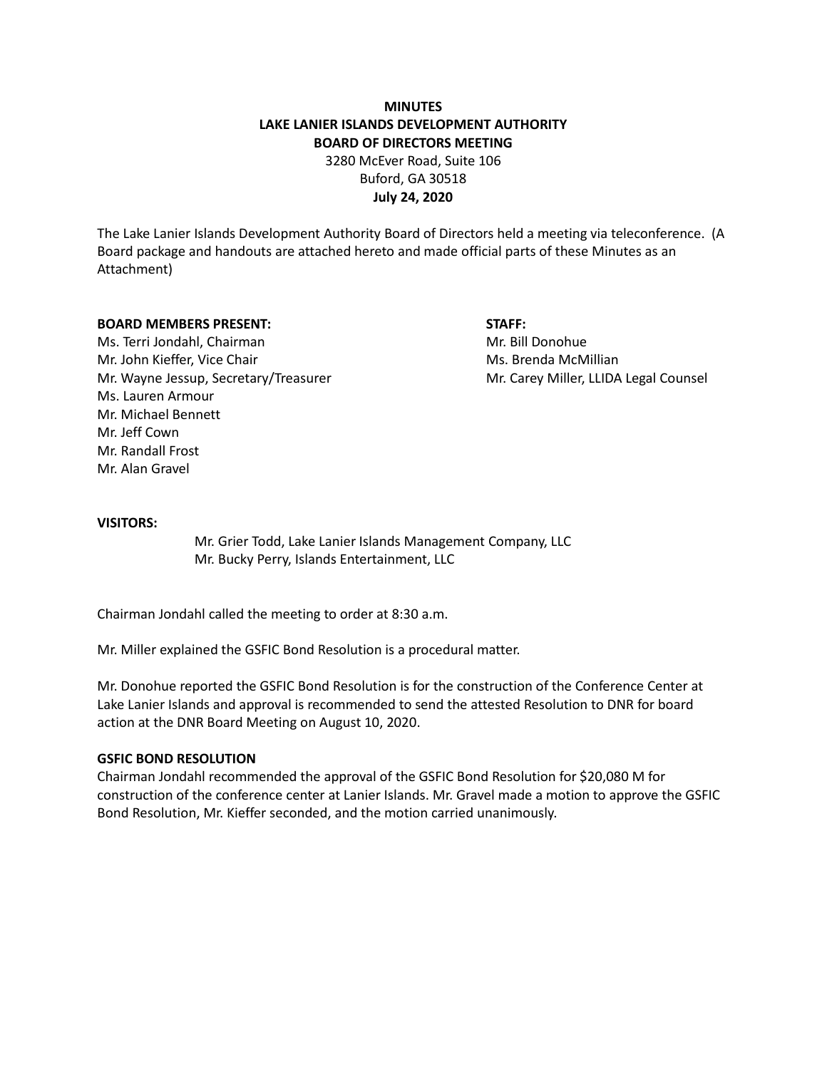**MINUTES**
**LAKE LANIER ISLANDS DEVELOPMENT AUTHORITY**
**BOARD OF DIRECTORS MEETING**
3280 McEver Road, Suite 106
Buford, GA 30518
**July 24, 2020**

The Lake Lanier Islands Development Authority Board of Directors held a meeting via teleconference. (A Board package and handouts are attached hereto and made official parts of these Minutes as an Attachment)

**BOARD MEMBERS PRESENT:**
Ms. Terri Jondahl, Chairman
Mr. John Kieffer, Vice Chair
Mr. Wayne Jessup, Secretary/Treasurer
Ms. Lauren Armour
Mr. Michael Bennett
Mr. Jeff Cown
Mr. Randall Frost
Mr. Alan Gravel

**STAFF:**
Mr. Bill Donohue
Ms. Brenda McMillian
Mr. Carey Miller, LLIDA Legal Counsel

**VISITORS:**

Mr. Grier Todd, Lake Lanier Islands Management Company, LLC
Mr. Bucky Perry, Islands Entertainment, LLC

Chairman Jondahl called the meeting to order at 8:30 a.m.

Mr. Miller explained the GSFIC Bond Resolution is a procedural matter.

Mr. Donohue reported the GSFIC Bond Resolution is for the construction of the Conference Center at Lake Lanier Islands and approval is recommended to send the attested Resolution to DNR for board action at the DNR Board Meeting on August 10, 2020.

**GSFIC BOND RESOLUTION**

Chairman Jondahl recommended the approval of the GSFIC Bond Resolution for $20,080 M for construction of the conference center at Lanier Islands. Mr. Gravel made a motion to approve the GSFIC Bond Resolution, Mr. Kieffer seconded, and the motion carried unanimously.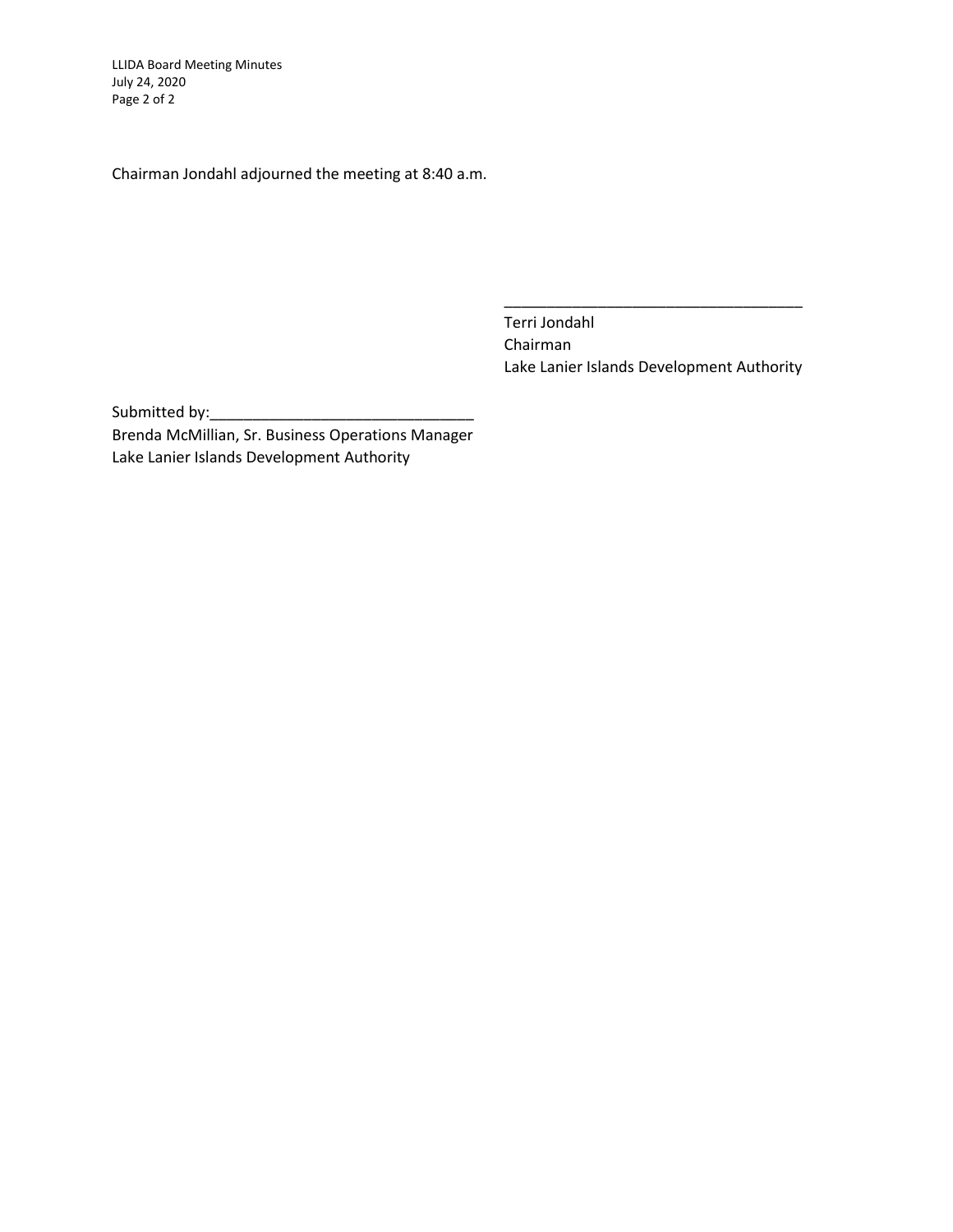Chairman Jondahl adjourned the meeting at 8:40 a.m.

___________________________________
Terri Jondahl
Chairman
Lake Lanier Islands Development Authority

Submitted by:______________________________
Brenda McMillian, Sr. Business Operations Manager
Lake Lanier Islands Development Authority